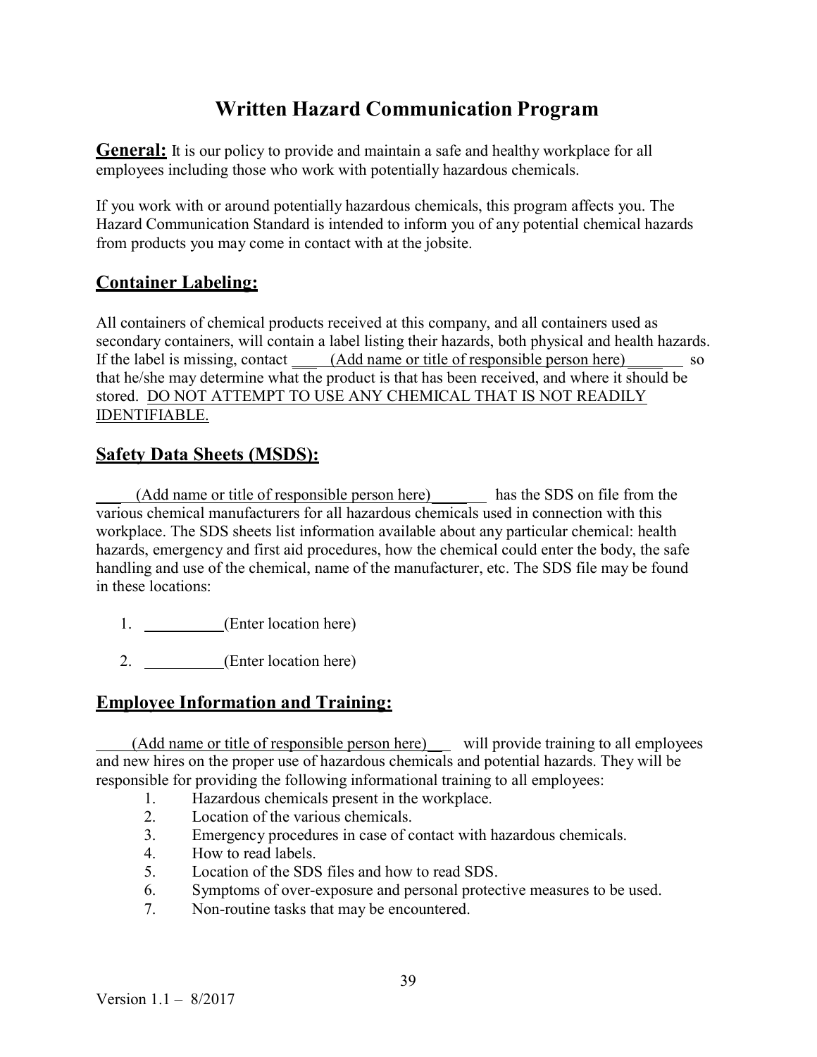# Written Hazard Communication Program

**General:** It is our policy to provide and maintain a safe and healthy workplace for all employees including those who work with potentially hazardous chemicals.

If you work with or around potentially hazardous chemicals, this program affects you. The Hazard Communication Standard is intended to inform you of any potential chemical hazards from products you may come in contact with at the jobsite.

## Container Labeling:

All containers of chemical products received at this company, and all containers used as secondary containers, will contain a label listing their hazards, both physical and health hazards. If the label is missing, contact ____ (Add name or title of responsible person here) ______ so that he/she may determine what the product is that has been received, and where it should be stored. DO NOT ATTEMPT TO USE ANY CHEMICAL THAT IS NOT READILY IDENTIFIABLE.

## Safety Data Sheets (MSDS):

____ (Add name or title of responsible person here) ______ has the SDS on file from the various chemical manufacturers for all hazardous chemicals used in connection with this workplace. The SDS sheets list information available about any particular chemical: health hazards, emergency and first aid procedures, how the chemical could enter the body, the safe handling and use of the chemical, name of the manufacturer, etc. The SDS file may be found in these locations:

1. __________(Enter location here)
2. __________(Enter location here)

## Employee Information and Training:

_____(Add name or title of responsible person here)___ will provide training to all employees and new hires on the proper use of hazardous chemicals and potential hazards. They will be responsible for providing the following informational training to all employees:

1. Hazardous chemicals present in the workplace.
2. Location of the various chemicals.
3. Emergency procedures in case of contact with hazardous chemicals.
4. How to read labels.
5. Location of the SDS files and how to read SDS.
6. Symptoms of over-exposure and personal protective measures to be used.
7. Non-routine tasks that may be encountered.

Version 1.1 – 8/2017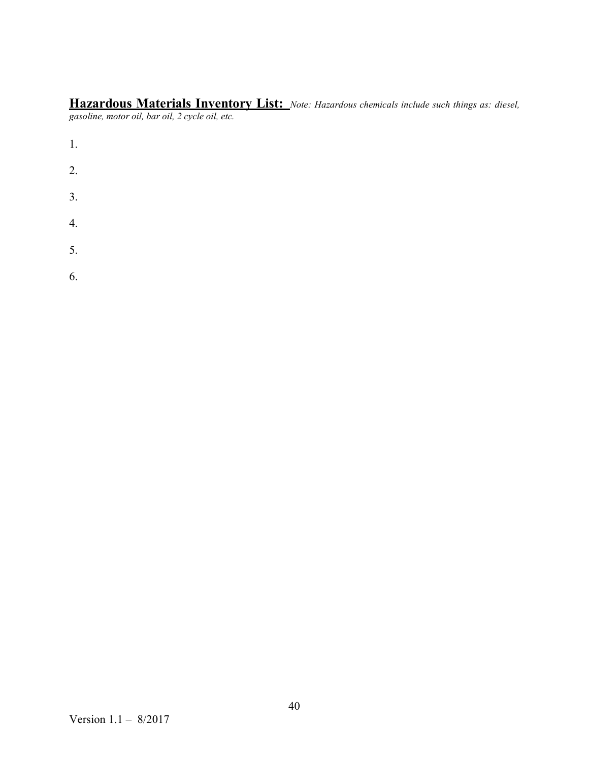**<u>Hazardous Materials Inventory List:</u>** *Note: Hazardous chemicals include such things as: diesel, gasoline, motor oil, bar oil, 2 cycle oil, etc.*

1.

2.

3.

4.

5.

6.

Version 1.1 – 8/2017